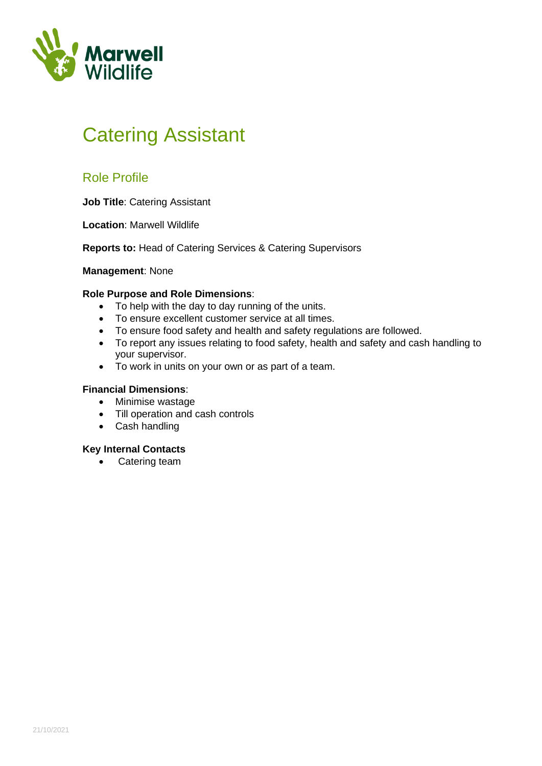# Catering Assistant

## Role Profile

**Job Title**: Catering Assistant

**Location**: Marwell Wildlife

**Reports to:** Head of Catering Services & Catering Supervisors

**Management**: None

**Role Purpose and Role Dimensions**:

- To help with the day to day running of the units.
- To ensure excellent customer service at all times.
- To ensure food safety and health and safety regulations are followed.
- To report any issues relating to food safety, health and safety and cash handling to your supervisor.
- To work in units on your own or as part of a team.

**Financial Dimensions**:

- Minimise wastage
- Till operation and cash controls
- Cash handling

**Key Internal Contacts**

- Catering team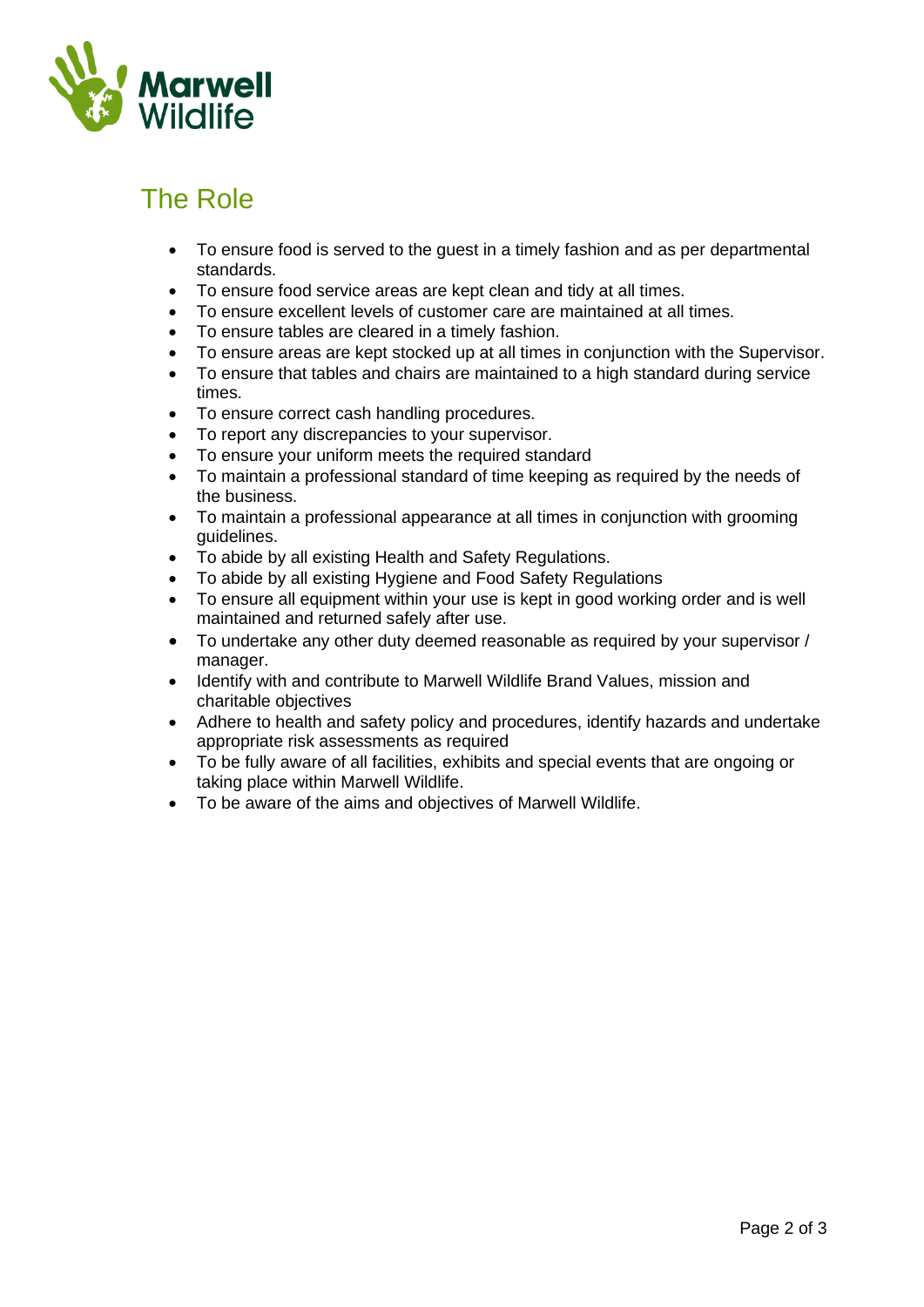## The Role

- To ensure food is served to the guest in a timely fashion and as per departmental standards.
- To ensure food service areas are kept clean and tidy at all times.
- To ensure excellent levels of customer care are maintained at all times.
- To ensure tables are cleared in a timely fashion.
- To ensure areas are kept stocked up at all times in conjunction with the Supervisor.
- To ensure that tables and chairs are maintained to a high standard during service times.
- To ensure correct cash handling procedures.
- To report any discrepancies to your supervisor.
- To ensure your uniform meets the required standard
- To maintain a professional standard of time keeping as required by the needs of the business.
- To maintain a professional appearance at all times in conjunction with grooming guidelines.
- To abide by all existing Health and Safety Regulations.
- To abide by all existing Hygiene and Food Safety Regulations
- To ensure all equipment within your use is kept in good working order and is well maintained and returned safely after use.
- To undertake any other duty deemed reasonable as required by your supervisor / manager.
- Identify with and contribute to Marwell Wildlife Brand Values, mission and charitable objectives
- Adhere to health and safety policy and procedures, identify hazards and undertake appropriate risk assessments as required
- To be fully aware of all facilities, exhibits and special events that are ongoing or taking place within Marwell Wildlife.
- To be aware of the aims and objectives of Marwell Wildlife.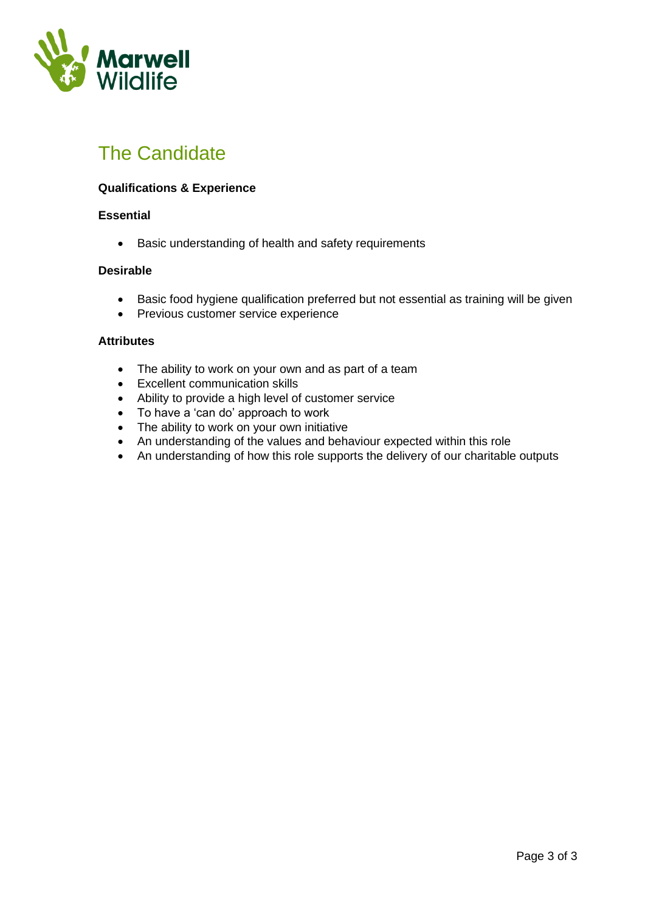# The Candidate

**Qualifications & Experience**

**Essential**

- Basic understanding of health and safety requirements

**Desirable**

- Basic food hygiene qualification preferred but not essential as training will be given
- Previous customer service experience

**Attributes**

- The ability to work on your own and as part of a team
- Excellent communication skills
- Ability to provide a high level of customer service
- To have a 'can do' approach to work
- The ability to work on your own initiative
- An understanding of the values and behaviour expected within this role
- An understanding of how this role supports the delivery of our charitable outputs